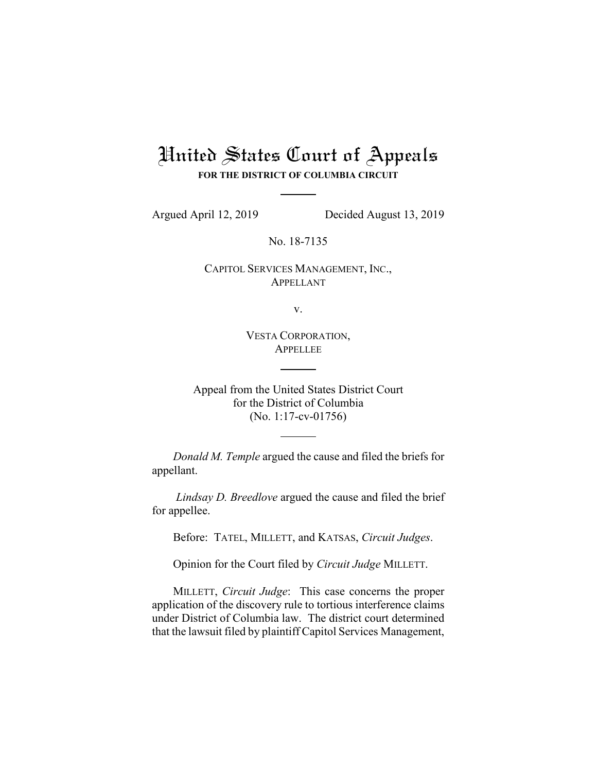# United States Court of Appeals

**FOR THE DISTRICT OF COLUMBIA CIRCUIT**

---

Argued April 12, 2019 Decided August 13, 2019

No. 18-7135

CAPITOL SERVICES MANAGEMENT, INC.,
APPELLANT

v.

VESTA CORPORATION,
APPELLEE

---

Appeal from the United States District Court
for the District of Columbia
(No. 1:17-cv-01756)

---

*Donald M. Temple* argued the cause and filed the briefs for appellant.

*Lindsay D. Breedlove* argued the cause and filed the brief for appellee.

Before: TATEL, MILLETT, and KATSAS, *Circuit Judges*.

Opinion for the Court filed by *Circuit Judge* MILLETT.

MILLETT, *Circuit Judge*: This case concerns the proper application of the discovery rule to tortious interference claims under District of Columbia law. The district court determined that the lawsuit filed by plaintiff Capitol Services Management,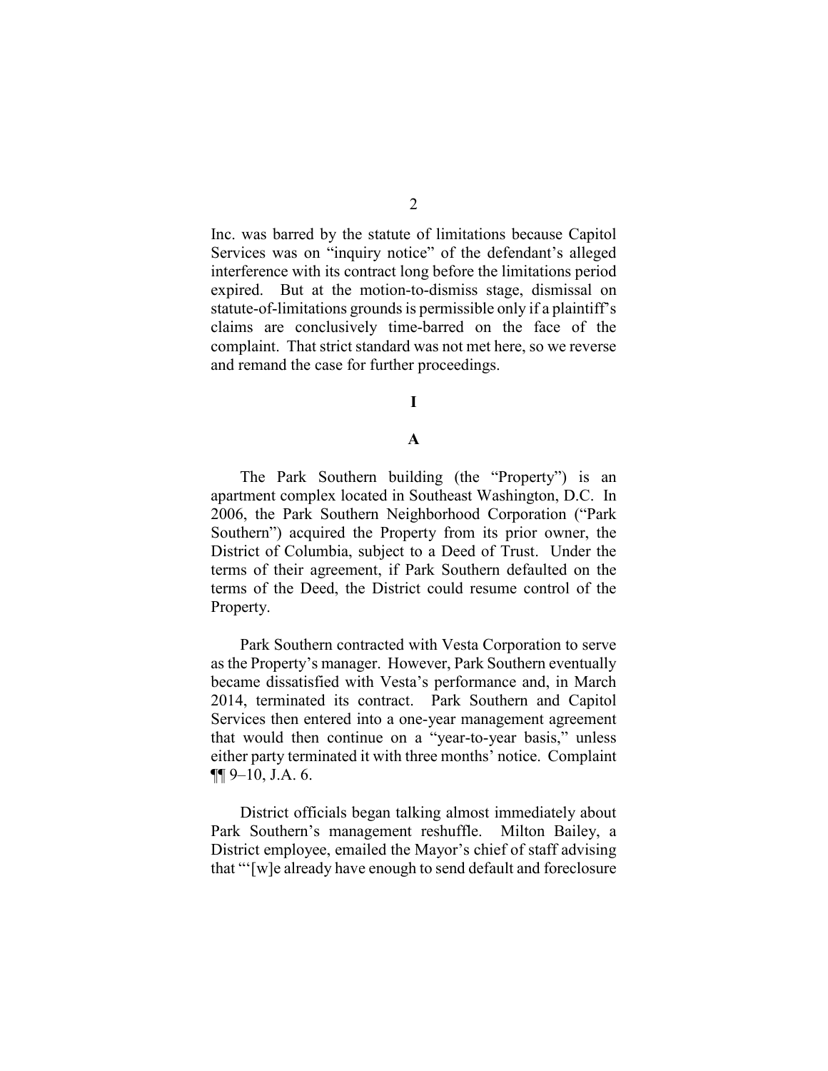Inc. was barred by the statute of limitations because Capitol Services was on "inquiry notice" of the defendant's alleged interference with its contract long before the limitations period expired. But at the motion-to-dismiss stage, dismissal on statute-of-limitations grounds is permissible only if a plaintiff's claims are conclusively time-barred on the face of the complaint. That strict standard was not met here, so we reverse and remand the case for further proceedings.

# I

## A

The Park Southern building (the "Property") is an apartment complex located in Southeast Washington, D.C. In 2006, the Park Southern Neighborhood Corporation ("Park Southern") acquired the Property from its prior owner, the District of Columbia, subject to a Deed of Trust. Under the terms of their agreement, if Park Southern defaulted on the terms of the Deed, the District could resume control of the Property.

Park Southern contracted with Vesta Corporation to serve as the Property's manager. However, Park Southern eventually became dissatisfied with Vesta's performance and, in March 2014, terminated its contract. Park Southern and Capitol Services then entered into a one-year management agreement that would then continue on a "year-to-year basis," unless either party terminated it with three months' notice. Complaint ¶¶ 9–10, J.A. 6.

District officials began talking almost immediately about Park Southern's management reshuffle. Milton Bailey, a District employee, emailed the Mayor's chief of staff advising that "'[w]e already have enough to send default and foreclosure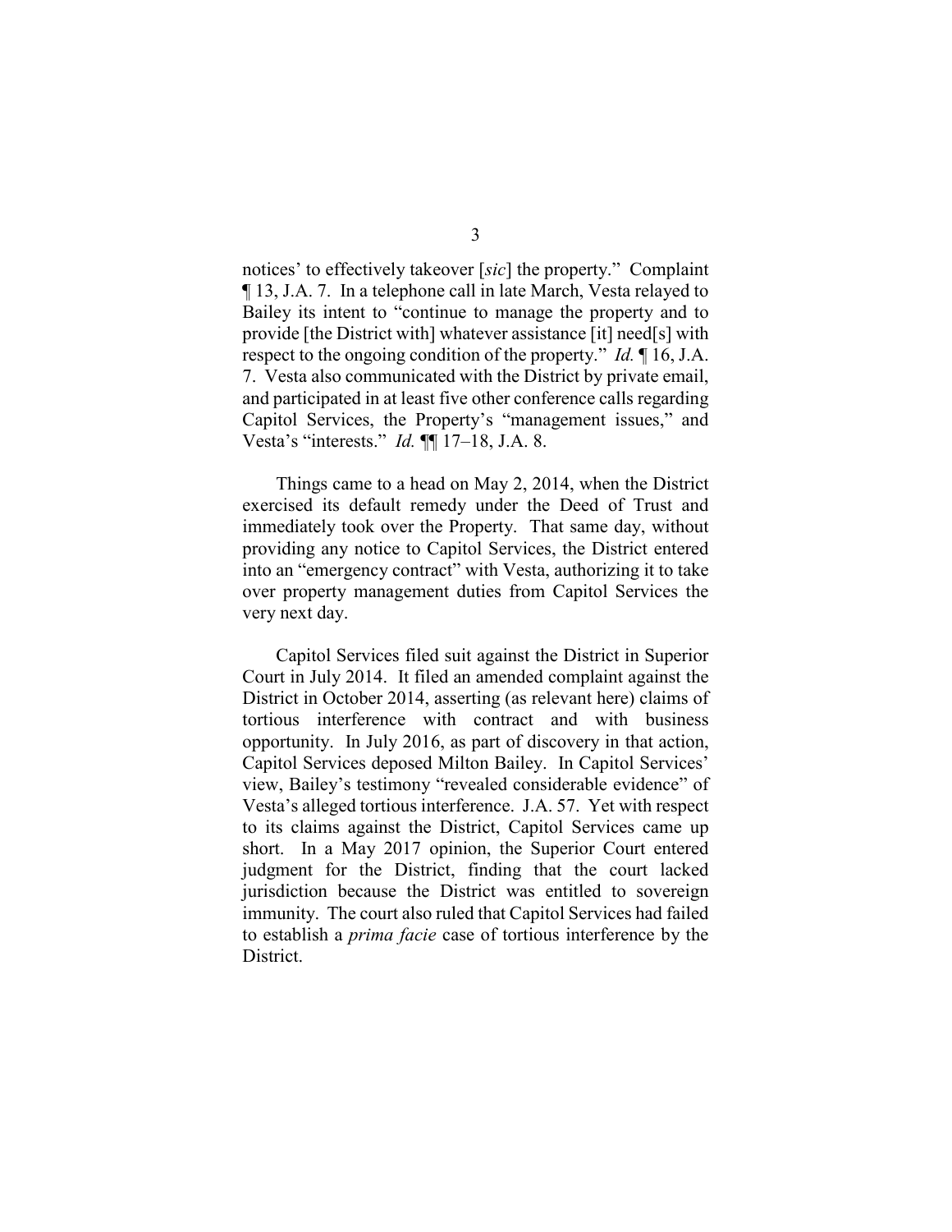notices' to effectively takeover [*sic*] the property." Complaint ¶ 13, J.A. 7. In a telephone call in late March, Vesta relayed to Bailey its intent to "continue to manage the property and to provide [the District with] whatever assistance [it] need[s] with respect to the ongoing condition of the property." *Id.* ¶ 16, J.A. 7. Vesta also communicated with the District by private email, and participated in at least five other conference calls regarding Capitol Services, the Property's "management issues," and Vesta's "interests." *Id.* ¶¶ 17–18, J.A. 8.

Things came to a head on May 2, 2014, when the District exercised its default remedy under the Deed of Trust and immediately took over the Property. That same day, without providing any notice to Capitol Services, the District entered into an "emergency contract" with Vesta, authorizing it to take over property management duties from Capitol Services the very next day.

Capitol Services filed suit against the District in Superior Court in July 2014. It filed an amended complaint against the District in October 2014, asserting (as relevant here) claims of tortious interference with contract and with business opportunity. In July 2016, as part of discovery in that action, Capitol Services deposed Milton Bailey. In Capitol Services' view, Bailey's testimony "revealed considerable evidence" of Vesta's alleged tortious interference. J.A. 57. Yet with respect to its claims against the District, Capitol Services came up short. In a May 2017 opinion, the Superior Court entered judgment for the District, finding that the court lacked jurisdiction because the District was entitled to sovereign immunity. The court also ruled that Capitol Services had failed to establish a *prima facie* case of tortious interference by the District.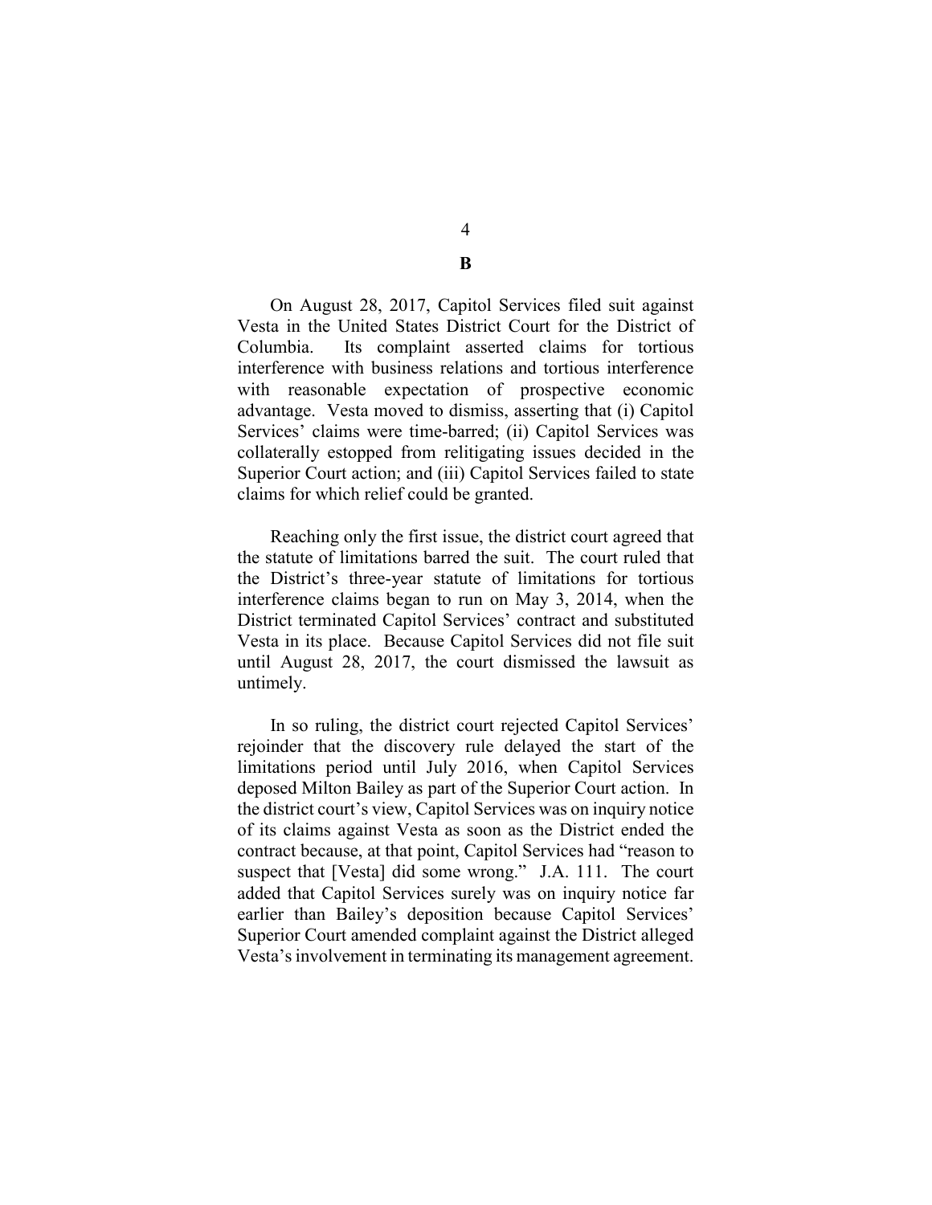### B

On August 28, 2017, Capitol Services filed suit against Vesta in the United States District Court for the District of Columbia. Its complaint asserted claims for tortious interference with business relations and tortious interference with reasonable expectation of prospective economic advantage. Vesta moved to dismiss, asserting that (i) Capitol Services' claims were time-barred; (ii) Capitol Services was collaterally estopped from relitigating issues decided in the Superior Court action; and (iii) Capitol Services failed to state claims for which relief could be granted.

Reaching only the first issue, the district court agreed that the statute of limitations barred the suit. The court ruled that the District's three-year statute of limitations for tortious interference claims began to run on May 3, 2014, when the District terminated Capitol Services' contract and substituted Vesta in its place. Because Capitol Services did not file suit until August 28, 2017, the court dismissed the lawsuit as untimely.

In so ruling, the district court rejected Capitol Services' rejoinder that the discovery rule delayed the start of the limitations period until July 2016, when Capitol Services deposed Milton Bailey as part of the Superior Court action. In the district court's view, Capitol Services was on inquiry notice of its claims against Vesta as soon as the District ended the contract because, at that point, Capitol Services had "reason to suspect that [Vesta] did some wrong." J.A. 111. The court added that Capitol Services surely was on inquiry notice far earlier than Bailey's deposition because Capitol Services' Superior Court amended complaint against the District alleged Vesta's involvement in terminating its management agreement.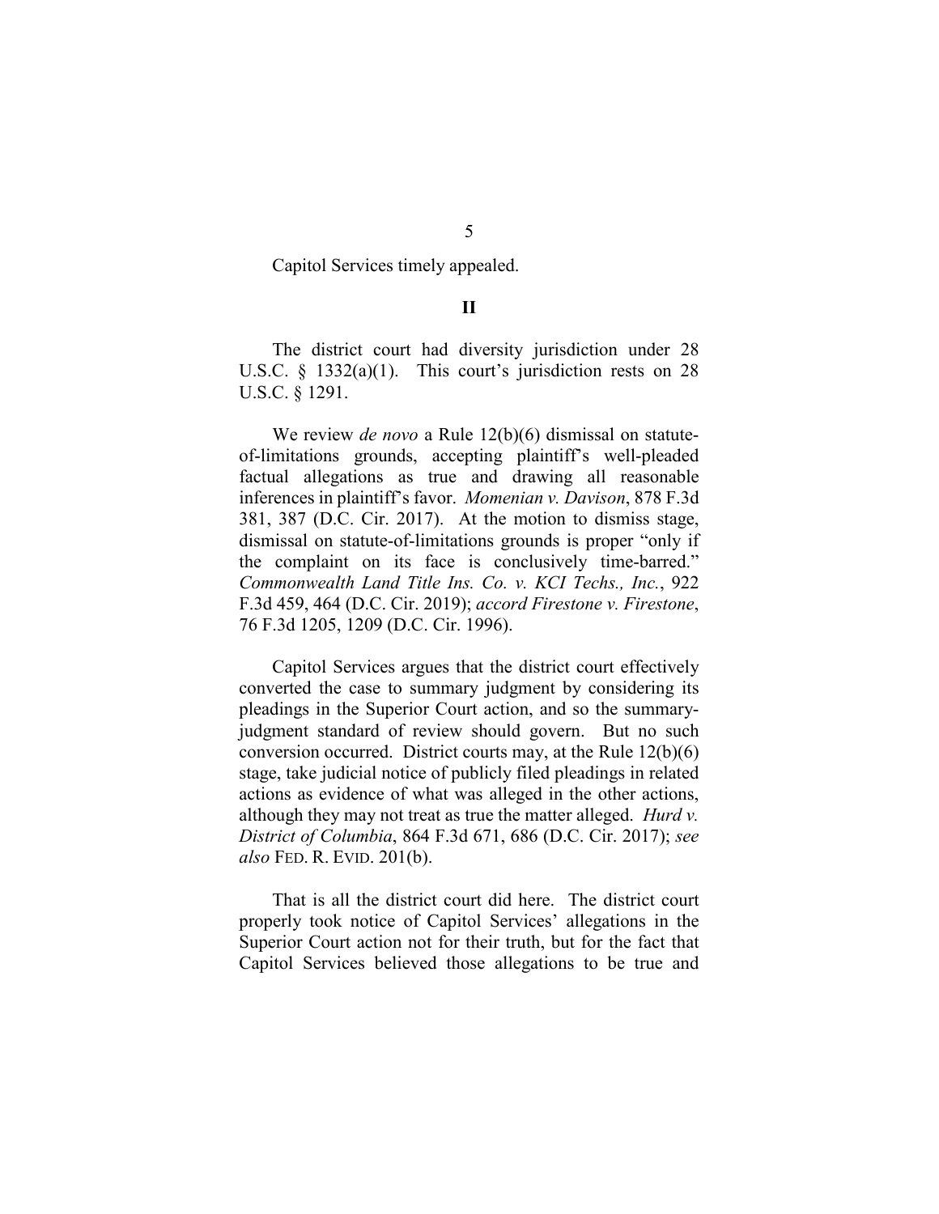Capitol Services timely appealed.

## II

The district court had diversity jurisdiction under 28 U.S.C. § 1332(a)(1). This court's jurisdiction rests on 28 U.S.C. § 1291.

We review *de novo* a Rule 12(b)(6) dismissal on statute-of-limitations grounds, accepting plaintiff's well-pleaded factual allegations as true and drawing all reasonable inferences in plaintiff's favor. *Momenian v. Davison*, 878 F.3d 381, 387 (D.C. Cir. 2017). At the motion to dismiss stage, dismissal on statute-of-limitations grounds is proper "only if the complaint on its face is conclusively time-barred." *Commonwealth Land Title Ins. Co. v. KCI Techs., Inc.*, 922 F.3d 459, 464 (D.C. Cir. 2019); *accord Firestone v. Firestone*, 76 F.3d 1205, 1209 (D.C. Cir. 1996).

Capitol Services argues that the district court effectively converted the case to summary judgment by considering its pleadings in the Superior Court action, and so the summary-judgment standard of review should govern. But no such conversion occurred. District courts may, at the Rule 12(b)(6) stage, take judicial notice of publicly filed pleadings in related actions as evidence of what was alleged in the other actions, although they may not treat as true the matter alleged. *Hurd v. District of Columbia*, 864 F.3d 671, 686 (D.C. Cir. 2017); *see also* FED. R. EVID. 201(b).

That is all the district court did here. The district court properly took notice of Capitol Services' allegations in the Superior Court action not for their truth, but for the fact that Capitol Services believed those allegations to be true and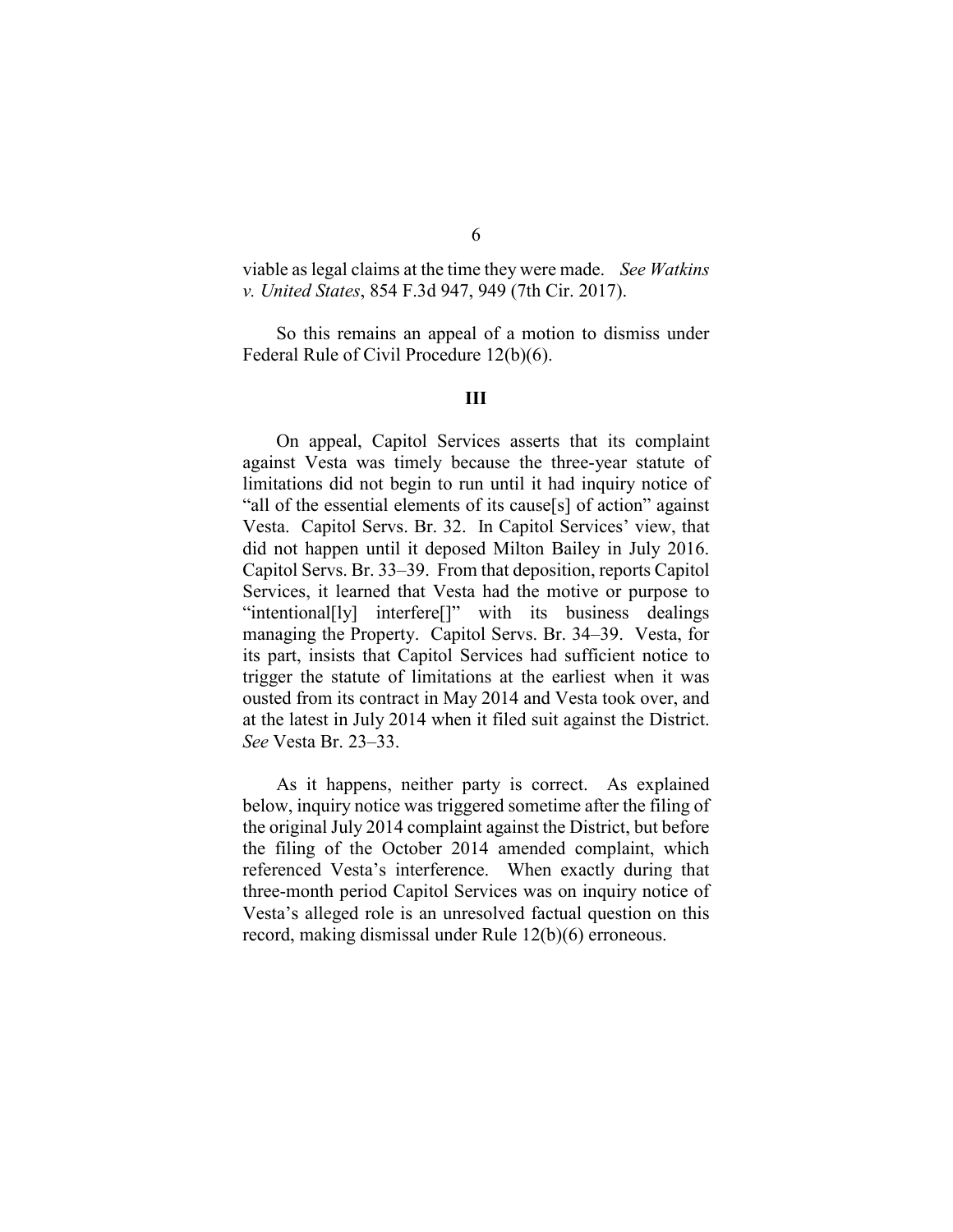viable as legal claims at the time they were made. *See Watkins v. United States*, 854 F.3d 947, 949 (7th Cir. 2017).

So this remains an appeal of a motion to dismiss under Federal Rule of Civil Procedure 12(b)(6).

## III

On appeal, Capitol Services asserts that its complaint against Vesta was timely because the three-year statute of limitations did not begin to run until it had inquiry notice of "all of the essential elements of its cause[s] of action" against Vesta. Capitol Servs. Br. 32. In Capitol Services' view, that did not happen until it deposed Milton Bailey in July 2016. Capitol Servs. Br. 33–39. From that deposition, reports Capitol Services, it learned that Vesta had the motive or purpose to "intentional[ly] interfere[]" with its business dealings managing the Property. Capitol Servs. Br. 34–39. Vesta, for its part, insists that Capitol Services had sufficient notice to trigger the statute of limitations at the earliest when it was ousted from its contract in May 2014 and Vesta took over, and at the latest in July 2014 when it filed suit against the District. *See* Vesta Br. 23–33.

As it happens, neither party is correct. As explained below, inquiry notice was triggered sometime after the filing of the original July 2014 complaint against the District, but before the filing of the October 2014 amended complaint, which referenced Vesta's interference. When exactly during that three-month period Capitol Services was on inquiry notice of Vesta's alleged role is an unresolved factual question on this record, making dismissal under Rule 12(b)(6) erroneous.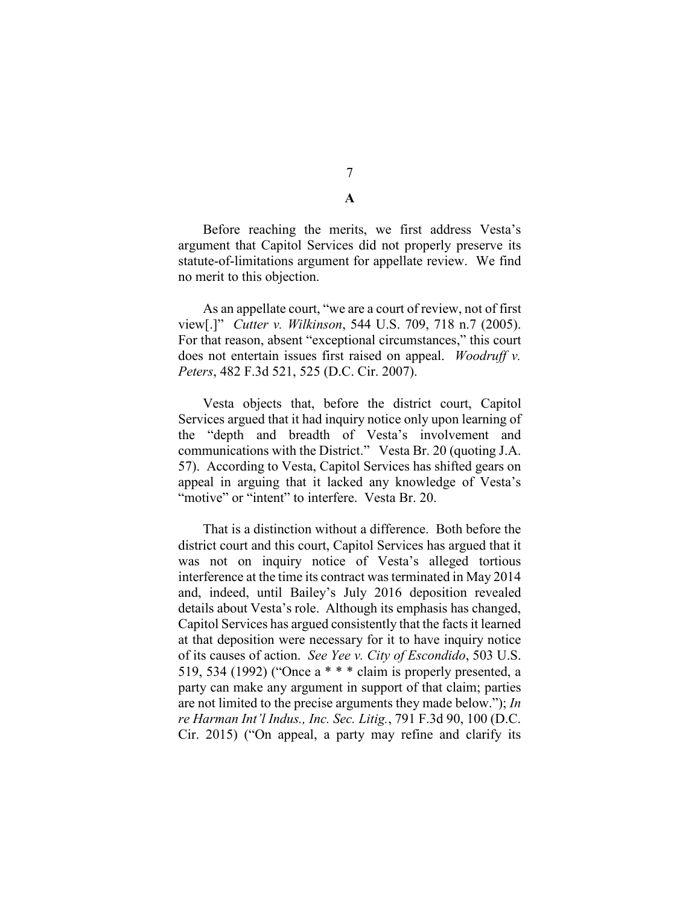**A**

Before reaching the merits, we first address Vesta's argument that Capitol Services did not properly preserve its statute-of-limitations argument for appellate review. We find no merit to this objection.

As an appellate court, "we are a court of review, not of first view[.]" *Cutter v. Wilkinson*, 544 U.S. 709, 718 n.7 (2005). For that reason, absent "exceptional circumstances," this court does not entertain issues first raised on appeal. *Woodruff v. Peters*, 482 F.3d 521, 525 (D.C. Cir. 2007).

Vesta objects that, before the district court, Capitol Services argued that it had inquiry notice only upon learning of the "depth and breadth of Vesta's involvement and communications with the District." Vesta Br. 20 (quoting J.A. 57). According to Vesta, Capitol Services has shifted gears on appeal in arguing that it lacked any knowledge of Vesta's "motive" or "intent" to interfere. Vesta Br. 20.

That is a distinction without a difference. Both before the district court and this court, Capitol Services has argued that it was not on inquiry notice of Vesta's alleged tortious interference at the time its contract was terminated in May 2014 and, indeed, until Bailey's July 2016 deposition revealed details about Vesta's role. Although its emphasis has changed, Capitol Services has argued consistently that the facts it learned at that deposition were necessary for it to have inquiry notice of its causes of action. *See Yee v. City of Escondido*, 503 U.S. 519, 534 (1992) ("Once a * * * claim is properly presented, a party can make any argument in support of that claim; parties are not limited to the precise arguments they made below."); *In re Harman Int'l Indus., Inc. Sec. Litig.*, 791 F.3d 90, 100 (D.C. Cir. 2015) ("On appeal, a party may refine and clarify its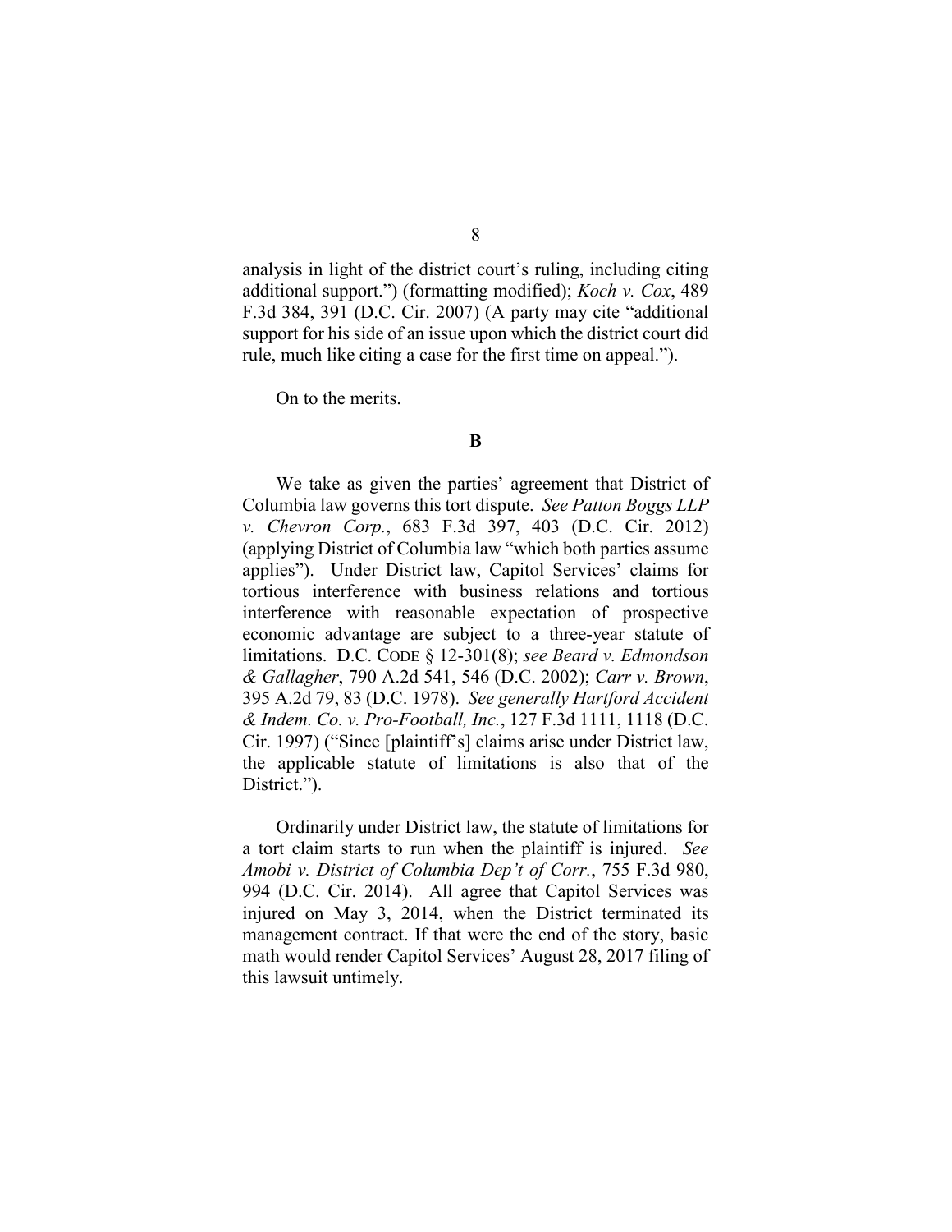analysis in light of the district court's ruling, including citing additional support.") (formatting modified); *Koch v. Cox*, 489 F.3d 384, 391 (D.C. Cir. 2007) (A party may cite "additional support for his side of an issue upon which the district court did rule, much like citing a case for the first time on appeal.").

On to the merits.

### B

We take as given the parties' agreement that District of Columbia law governs this tort dispute. *See Patton Boggs LLP v. Chevron Corp.*, 683 F.3d 397, 403 (D.C. Cir. 2012) (applying District of Columbia law "which both parties assume applies"). Under District law, Capitol Services' claims for tortious interference with business relations and tortious interference with reasonable expectation of prospective economic advantage are subject to a three-year statute of limitations. D.C. CODE § 12-301(8); *see Beard v. Edmondson & Gallagher*, 790 A.2d 541, 546 (D.C. 2002); *Carr v. Brown*, 395 A.2d 79, 83 (D.C. 1978). *See generally Hartford Accident & Indem. Co. v. Pro-Football, Inc.*, 127 F.3d 1111, 1118 (D.C. Cir. 1997) ("Since [plaintiff's] claims arise under District law, the applicable statute of limitations is also that of the District.").

Ordinarily under District law, the statute of limitations for a tort claim starts to run when the plaintiff is injured. *See Amobi v. District of Columbia Dep't of Corr.*, 755 F.3d 980, 994 (D.C. Cir. 2014). All agree that Capitol Services was injured on May 3, 2014, when the District terminated its management contract. If that were the end of the story, basic math would render Capitol Services' August 28, 2017 filing of this lawsuit untimely.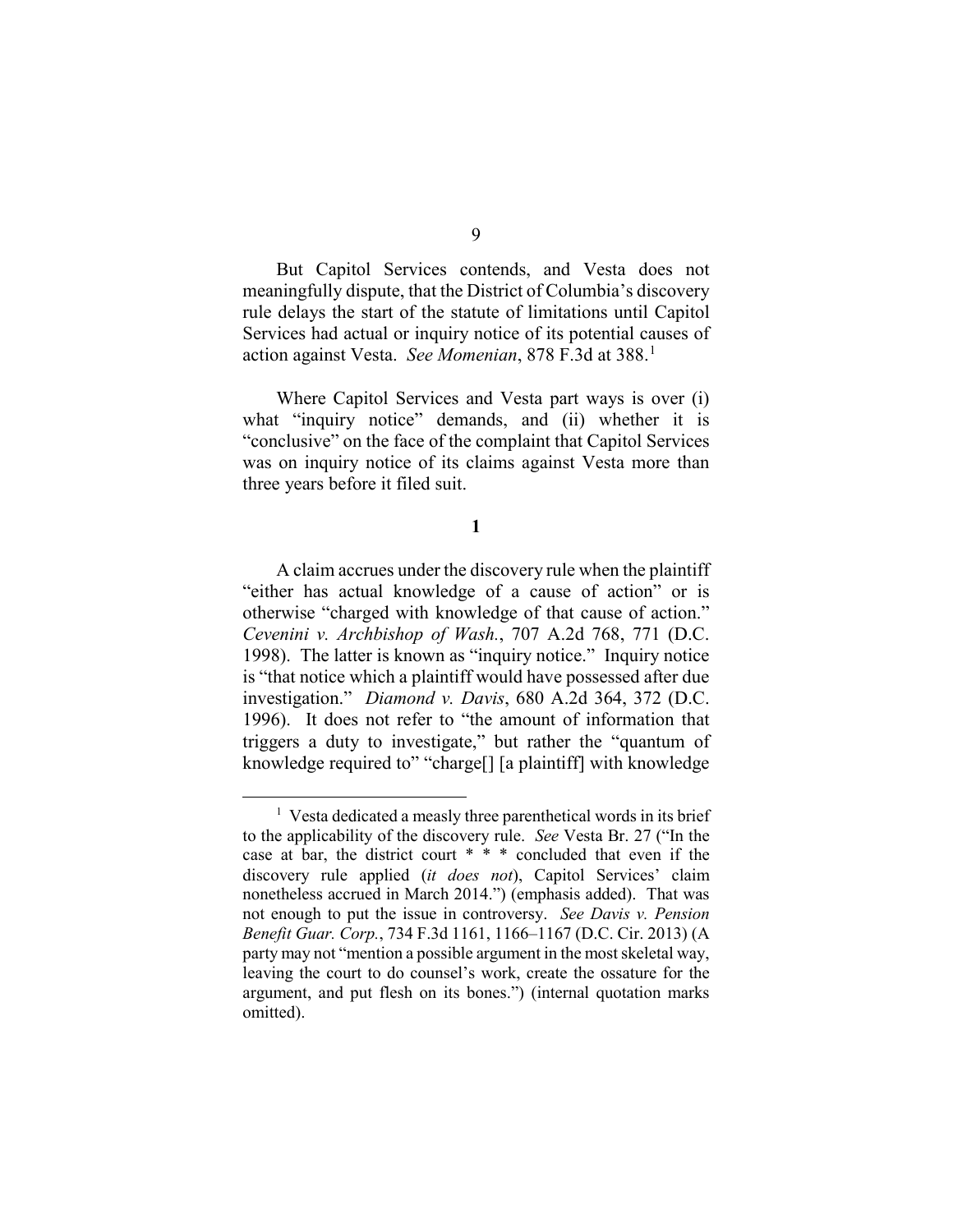But Capitol Services contends, and Vesta does not meaningfully dispute, that the District of Columbia's discovery rule delays the start of the statute of limitations until Capitol Services had actual or inquiry notice of its potential causes of action against Vesta. *See Momenian*, 878 F.3d at 388.[1]

Where Capitol Services and Vesta part ways is over (i) what "inquiry notice" demands, and (ii) whether it is "conclusive" on the face of the complaint that Capitol Services was on inquiry notice of its claims against Vesta more than three years before it filed suit.

**1**

A claim accrues under the discovery rule when the plaintiff "either has actual knowledge of a cause of action" or is otherwise "charged with knowledge of that cause of action." *Cevenini v. Archbishop of Wash.*, 707 A.2d 768, 771 (D.C. 1998). The latter is known as "inquiry notice." Inquiry notice is "that notice which a plaintiff would have possessed after due investigation." *Diamond v. Davis*, 680 A.2d 364, 372 (D.C. 1996). It does not refer to "the amount of information that triggers a duty to investigate," but rather the "quantum of knowledge required to" "charge[] [a plaintiff] with knowledge

---

[1] Vesta dedicated a measly three parenthetical words in its brief to the applicability of the discovery rule. *See* Vesta Br. 27 ("In the case at bar, the district court * * * concluded that even if the discovery rule applied (*it does not*), Capitol Services' claim nonetheless accrued in March 2014.") (emphasis added). That was not enough to put the issue in controversy. *See Davis v. Pension Benefit Guar. Corp.*, 734 F.3d 1161, 1166–1167 (D.C. Cir. 2013) (A party may not "mention a possible argument in the most skeletal way, leaving the court to do counsel's work, create the ossature for the argument, and put flesh on its bones.") (internal quotation marks omitted).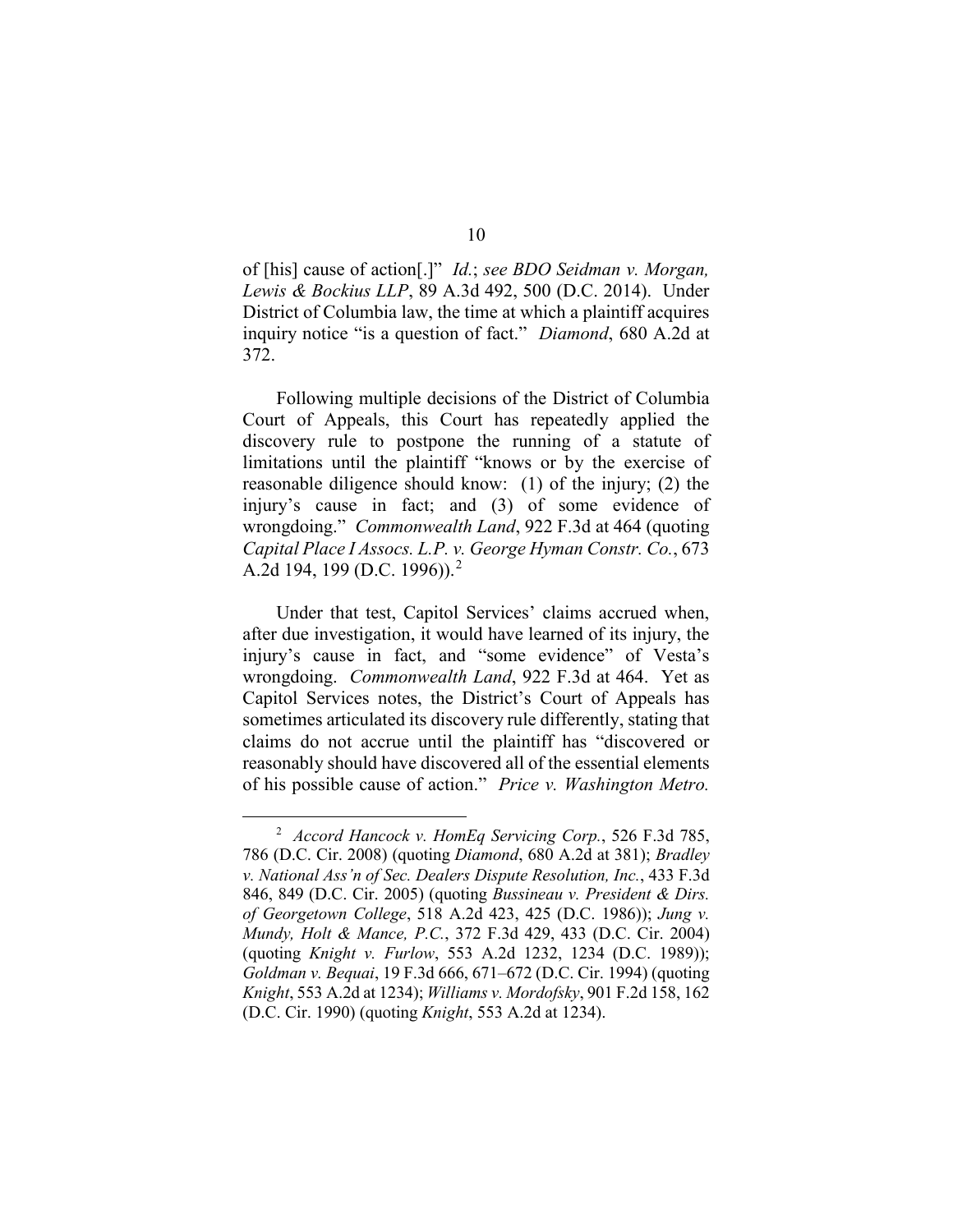of [his] cause of action[.]" *Id.*; *see BDO Seidman v. Morgan, Lewis & Bockius LLP*, 89 A.3d 492, 500 (D.C. 2014). Under District of Columbia law, the time at which a plaintiff acquires inquiry notice "is a question of fact." *Diamond*, 680 A.2d at 372.

Following multiple decisions of the District of Columbia Court of Appeals, this Court has repeatedly applied the discovery rule to postpone the running of a statute of limitations until the plaintiff "knows or by the exercise of reasonable diligence should know: (1) of the injury; (2) the injury's cause in fact; and (3) of some evidence of wrongdoing." *Commonwealth Land*, 922 F.3d at 464 (quoting *Capital Place I Assocs. L.P. v. George Hyman Constr. Co.*, 673 A.2d 194, 199 (D.C. 1996)).[2]

Under that test, Capitol Services' claims accrued when, after due investigation, it would have learned of its injury, the injury's cause in fact, and "some evidence" of Vesta's wrongdoing. *Commonwealth Land*, 922 F.3d at 464. Yet as Capitol Services notes, the District's Court of Appeals has sometimes articulated its discovery rule differently, stating that claims do not accrue until the plaintiff has "discovered or reasonably should have discovered all of the essential elements of his possible cause of action." *Price v. Washington Metro.*

---

[2] *Accord Hancock v. HomEq Servicing Corp.*, 526 F.3d 785, 786 (D.C. Cir. 2008) (quoting *Diamond*, 680 A.2d at 381); *Bradley v. National Ass'n of Sec. Dealers Dispute Resolution, Inc.*, 433 F.3d 846, 849 (D.C. Cir. 2005) (quoting *Bussineau v. President & Dirs. of Georgetown College*, 518 A.2d 423, 425 (D.C. 1986)); *Jung v. Mundy, Holt & Mance, P.C.*, 372 F.3d 429, 433 (D.C. Cir. 2004) (quoting *Knight v. Furlow*, 553 A.2d 1232, 1234 (D.C. 1989)); *Goldman v. Bequai*, 19 F.3d 666, 671–672 (D.C. Cir. 1994) (quoting *Knight*, 553 A.2d at 1234); *Williams v. Mordofsky*, 901 F.2d 158, 162 (D.C. Cir. 1990) (quoting *Knight*, 553 A.2d at 1234).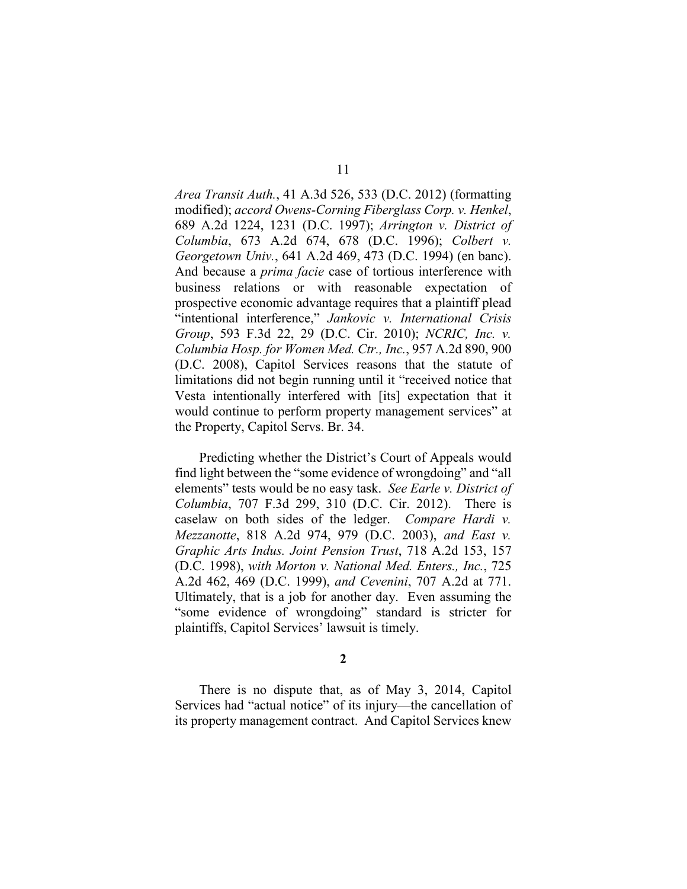*Area Transit Auth.*, 41 A.3d 526, 533 (D.C. 2012) (formatting modified); *accord Owens-Corning Fiberglass Corp. v. Henkel*, 689 A.2d 1224, 1231 (D.C. 1997); *Arrington v. District of Columbia*, 673 A.2d 674, 678 (D.C. 1996); *Colbert v. Georgetown Univ.*, 641 A.2d 469, 473 (D.C. 1994) (en banc). And because a *prima facie* case of tortious interference with business relations or with reasonable expectation of prospective economic advantage requires that a plaintiff plead "intentional interference," *Jankovic v. International Crisis Group*, 593 F.3d 22, 29 (D.C. Cir. 2010); *NCRIC, Inc. v. Columbia Hosp. for Women Med. Ctr., Inc.*, 957 A.2d 890, 900 (D.C. 2008), Capitol Services reasons that the statute of limitations did not begin running until it "received notice that Vesta intentionally interfered with [its] expectation that it would continue to perform property management services" at the Property, Capitol Servs. Br. 34.

Predicting whether the District's Court of Appeals would find light between the "some evidence of wrongdoing" and "all elements" tests would be no easy task. *See Earle v. District of Columbia*, 707 F.3d 299, 310 (D.C. Cir. 2012). There is caselaw on both sides of the ledger. *Compare Hardi v. Mezzanotte*, 818 A.2d 974, 979 (D.C. 2003), *and East v. Graphic Arts Indus. Joint Pension Trust*, 718 A.2d 153, 157 (D.C. 1998), *with Morton v. National Med. Enters., Inc.*, 725 A.2d 462, 469 (D.C. 1999), *and Cevenini*, 707 A.2d at 771. Ultimately, that is a job for another day. Even assuming the "some evidence of wrongdoing" standard is stricter for plaintiffs, Capitol Services' lawsuit is timely.

**2**

There is no dispute that, as of May 3, 2014, Capitol Services had "actual notice" of its injury—the cancellation of its property management contract. And Capitol Services knew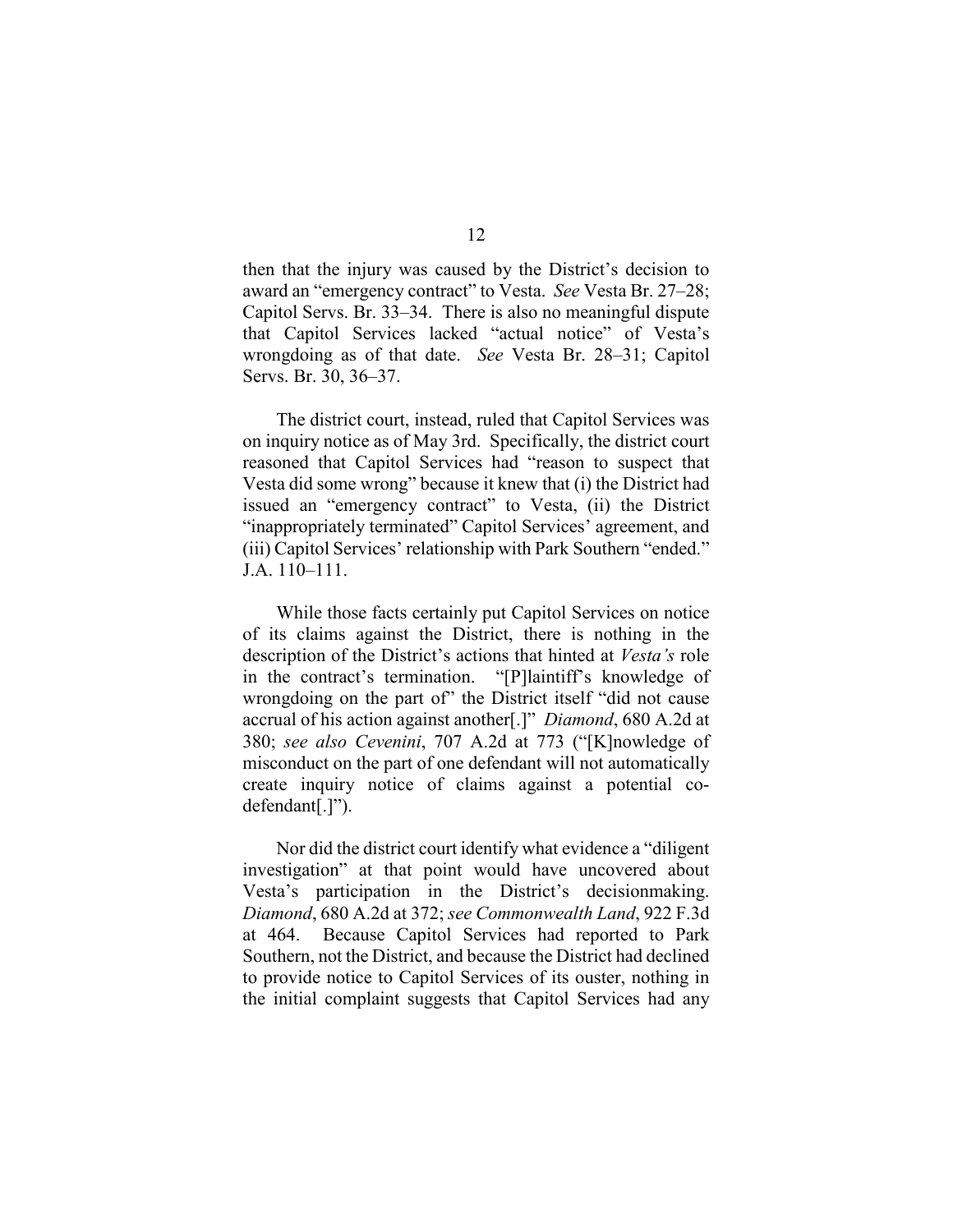then that the injury was caused by the District's decision to award an "emergency contract" to Vesta. *See* Vesta Br. 27–28; Capitol Servs. Br. 33–34. There is also no meaningful dispute that Capitol Services lacked "actual notice" of Vesta's wrongdoing as of that date. *See* Vesta Br. 28–31; Capitol Servs. Br. 30, 36–37.

The district court, instead, ruled that Capitol Services was on inquiry notice as of May 3rd. Specifically, the district court reasoned that Capitol Services had "reason to suspect that Vesta did some wrong" because it knew that (i) the District had issued an "emergency contract" to Vesta, (ii) the District "inappropriately terminated" Capitol Services' agreement, and (iii) Capitol Services' relationship with Park Southern "ended." J.A. 110–111.

While those facts certainly put Capitol Services on notice of its claims against the District, there is nothing in the description of the District's actions that hinted at *Vesta's* role in the contract's termination. "[P]laintiff's knowledge of wrongdoing on the part of" the District itself "did not cause accrual of his action against another[.]" *Diamond*, 680 A.2d at 380; *see also Cevenini*, 707 A.2d at 773 ("[K]nowledge of misconduct on the part of one defendant will not automatically create inquiry notice of claims against a potential co-defendant[.]").

Nor did the district court identify what evidence a "diligent investigation" at that point would have uncovered about Vesta's participation in the District's decisionmaking. *Diamond*, 680 A.2d at 372; *see Commonwealth Land*, 922 F.3d at 464. Because Capitol Services had reported to Park Southern, not the District, and because the District had declined to provide notice to Capitol Services of its ouster, nothing in the initial complaint suggests that Capitol Services had any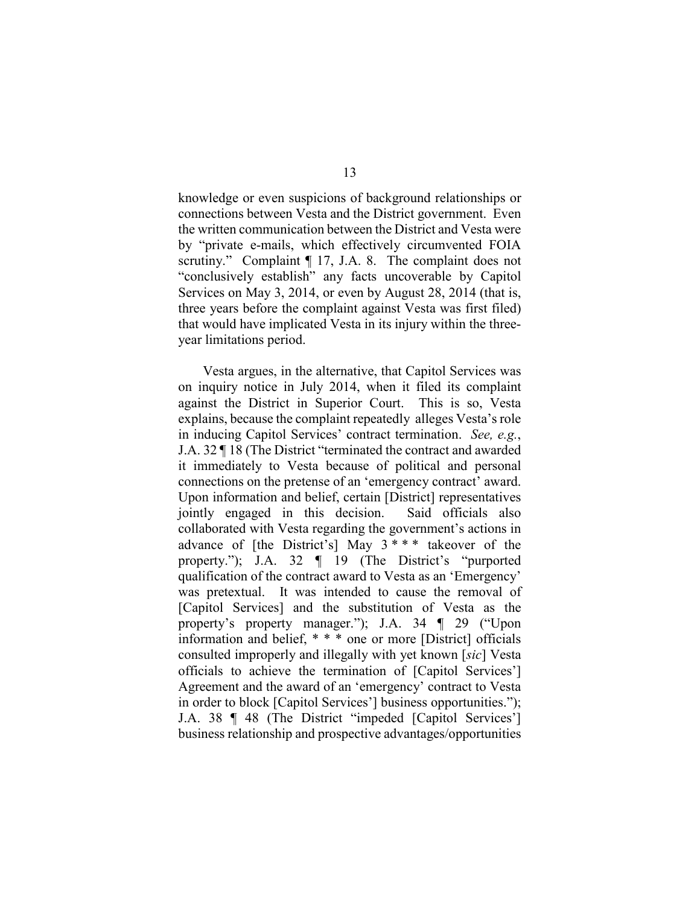knowledge or even suspicions of background relationships or connections between Vesta and the District government. Even the written communication between the District and Vesta were by "private e-mails, which effectively circumvented FOIA scrutiny." Complaint ¶ 17, J.A. 8. The complaint does not "conclusively establish" any facts uncoverable by Capitol Services on May 3, 2014, or even by August 28, 2014 (that is, three years before the complaint against Vesta was first filed) that would have implicated Vesta in its injury within the three-year limitations period.

Vesta argues, in the alternative, that Capitol Services was on inquiry notice in July 2014, when it filed its complaint against the District in Superior Court. This is so, Vesta explains, because the complaint repeatedly alleges Vesta's role in inducing Capitol Services' contract termination. *See, e.g.*, J.A. 32 ¶ 18 (The District "terminated the contract and awarded it immediately to Vesta because of political and personal connections on the pretense of an 'emergency contract' award. Upon information and belief, certain [District] representatives jointly engaged in this decision. Said officials also collaborated with Vesta regarding the government's actions in advance of [the District's] May 3 * * * takeover of the property."); J.A. 32 ¶ 19 (The District's "purported qualification of the contract award to Vesta as an 'Emergency' was pretextual. It was intended to cause the removal of [Capitol Services] and the substitution of Vesta as the property's property manager."); J.A. 34 ¶ 29 ("Upon information and belief, * * * one or more [District] officials consulted improperly and illegally with yet known [*sic*] Vesta officials to achieve the termination of [Capitol Services'] Agreement and the award of an 'emergency' contract to Vesta in order to block [Capitol Services'] business opportunities."); J.A. 38 ¶ 48 (The District "impeded [Capitol Services'] business relationship and prospective advantages/opportunities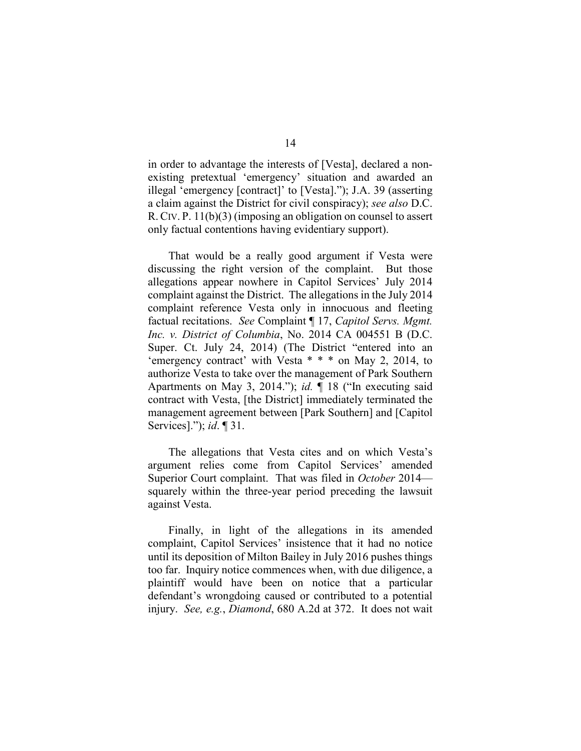in order to advantage the interests of [Vesta], declared a non-existing pretextual 'emergency' situation and awarded an illegal 'emergency [contract]' to [Vesta]."); J.A. 39 (asserting a claim against the District for civil conspiracy); *see also* D.C. R. CIV. P. 11(b)(3) (imposing an obligation on counsel to assert only factual contentions having evidentiary support).

That would be a really good argument if Vesta were discussing the right version of the complaint. But those allegations appear nowhere in Capitol Services' July 2014 complaint against the District. The allegations in the July 2014 complaint reference Vesta only in innocuous and fleeting factual recitations. *See* Complaint ¶ 17, *Capitol Servs. Mgmt. Inc. v. District of Columbia*, No. 2014 CA 004551 B (D.C. Super. Ct. July 24, 2014) (The District "entered into an 'emergency contract' with Vesta * * * on May 2, 2014, to authorize Vesta to take over the management of Park Southern Apartments on May 3, 2014."); *id.* ¶ 18 ("In executing said contract with Vesta, [the District] immediately terminated the management agreement between [Park Southern] and [Capitol Services]."); *id*. ¶ 31.

The allegations that Vesta cites and on which Vesta's argument relies come from Capitol Services' amended Superior Court complaint. That was filed in *October* 2014—squarely within the three-year period preceding the lawsuit against Vesta.

Finally, in light of the allegations in its amended complaint, Capitol Services' insistence that it had no notice until its deposition of Milton Bailey in July 2016 pushes things too far. Inquiry notice commences when, with due diligence, a plaintiff would have been on notice that a particular defendant's wrongdoing caused or contributed to a potential injury. *See, e.g.*, *Diamond*, 680 A.2d at 372. It does not wait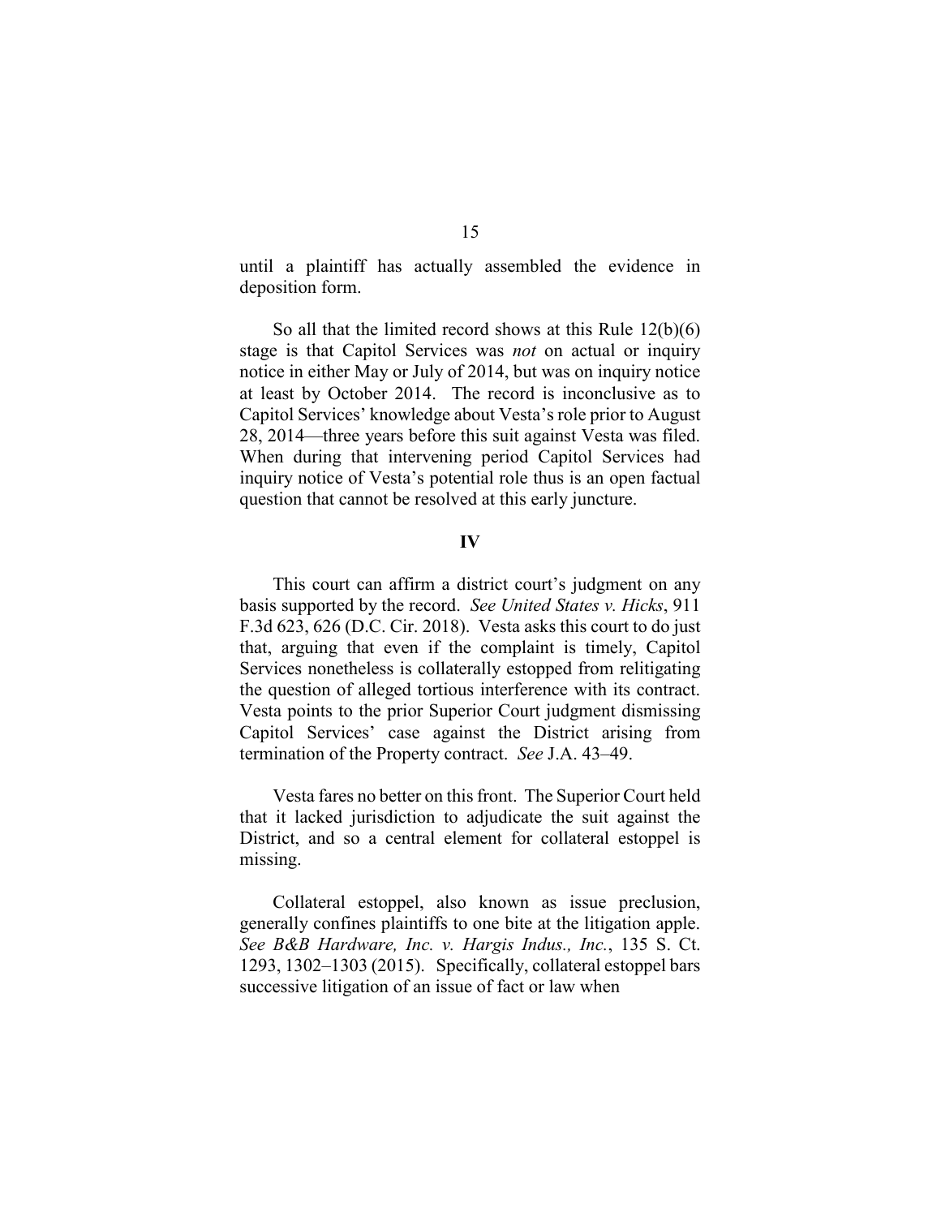until a plaintiff has actually assembled the evidence in deposition form.

So all that the limited record shows at this Rule 12(b)(6) stage is that Capitol Services was *not* on actual or inquiry notice in either May or July of 2014, but was on inquiry notice at least by October 2014. The record is inconclusive as to Capitol Services' knowledge about Vesta's role prior to August 28, 2014—three years before this suit against Vesta was filed. When during that intervening period Capitol Services had inquiry notice of Vesta's potential role thus is an open factual question that cannot be resolved at this early juncture.

## IV

This court can affirm a district court's judgment on any basis supported by the record. *See United States v. Hicks*, 911 F.3d 623, 626 (D.C. Cir. 2018). Vesta asks this court to do just that, arguing that even if the complaint is timely, Capitol Services nonetheless is collaterally estopped from relitigating the question of alleged tortious interference with its contract. Vesta points to the prior Superior Court judgment dismissing Capitol Services' case against the District arising from termination of the Property contract. *See* J.A. 43–49.

Vesta fares no better on this front. The Superior Court held that it lacked jurisdiction to adjudicate the suit against the District, and so a central element for collateral estoppel is missing.

Collateral estoppel, also known as issue preclusion, generally confines plaintiffs to one bite at the litigation apple. *See B&B Hardware, Inc. v. Hargis Indus., Inc.*, 135 S. Ct. 1293, 1302–1303 (2015). Specifically, collateral estoppel bars successive litigation of an issue of fact or law when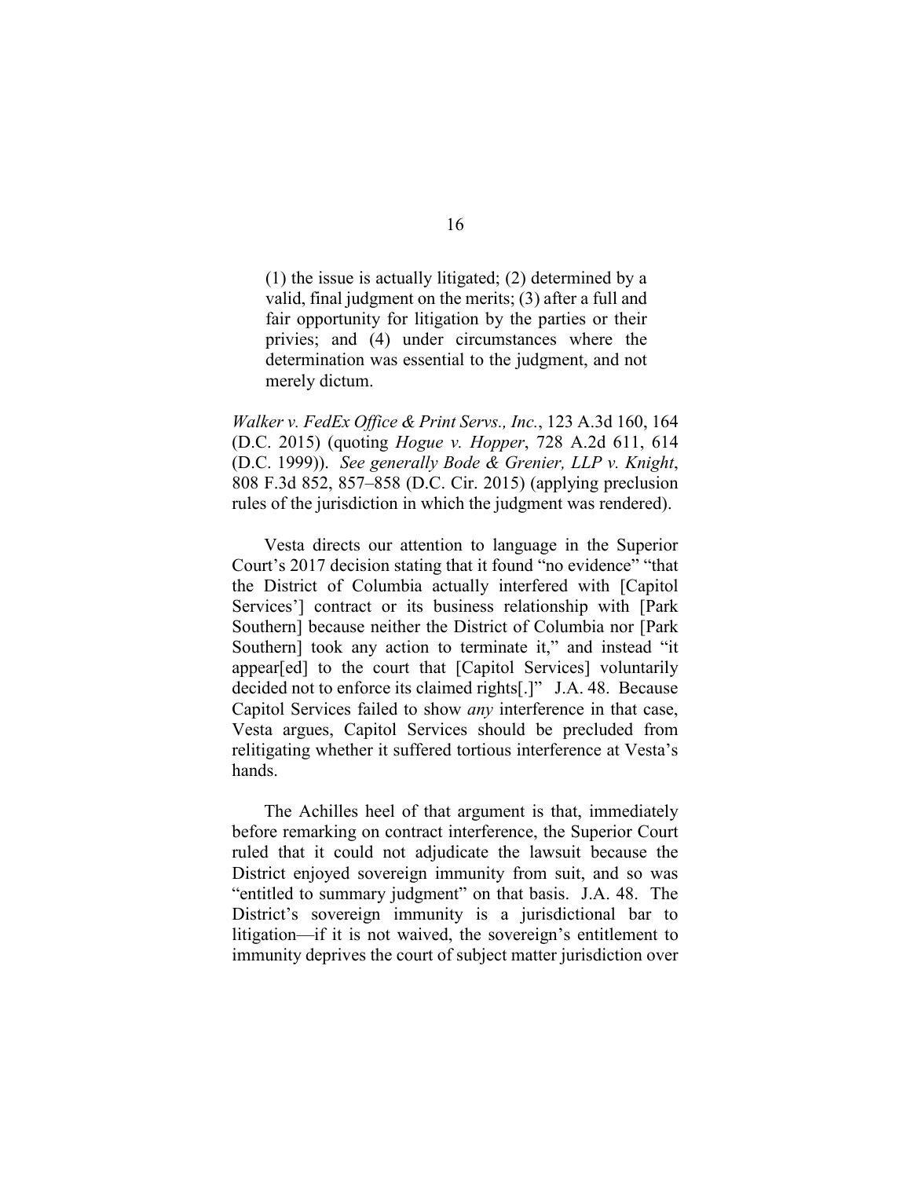> (1) the issue is actually litigated; (2) determined by a valid, final judgment on the merits; (3) after a full and fair opportunity for litigation by the parties or their privies; and (4) under circumstances where the determination was essential to the judgment, and not merely dictum.

*Walker v. FedEx Office & Print Servs., Inc.*, 123 A.3d 160, 164 (D.C. 2015) (quoting *Hogue v. Hopper*, 728 A.2d 611, 614 (D.C. 1999)). *See generally Bode & Grenier, LLP v. Knight*, 808 F.3d 852, 857–858 (D.C. Cir. 2015) (applying preclusion rules of the jurisdiction in which the judgment was rendered).

Vesta directs our attention to language in the Superior Court's 2017 decision stating that it found "no evidence" "that the District of Columbia actually interfered with [Capitol Services'] contract or its business relationship with [Park Southern] because neither the District of Columbia nor [Park Southern] took any action to terminate it," and instead "it appear[ed] to the court that [Capitol Services] voluntarily decided not to enforce its claimed rights[.]" J.A. 48. Because Capitol Services failed to show *any* interference in that case, Vesta argues, Capitol Services should be precluded from relitigating whether it suffered tortious interference at Vesta's hands.

The Achilles heel of that argument is that, immediately before remarking on contract interference, the Superior Court ruled that it could not adjudicate the lawsuit because the District enjoyed sovereign immunity from suit, and so was "entitled to summary judgment" on that basis. J.A. 48. The District's sovereign immunity is a jurisdictional bar to litigation—if it is not waived, the sovereign's entitlement to immunity deprives the court of subject matter jurisdiction over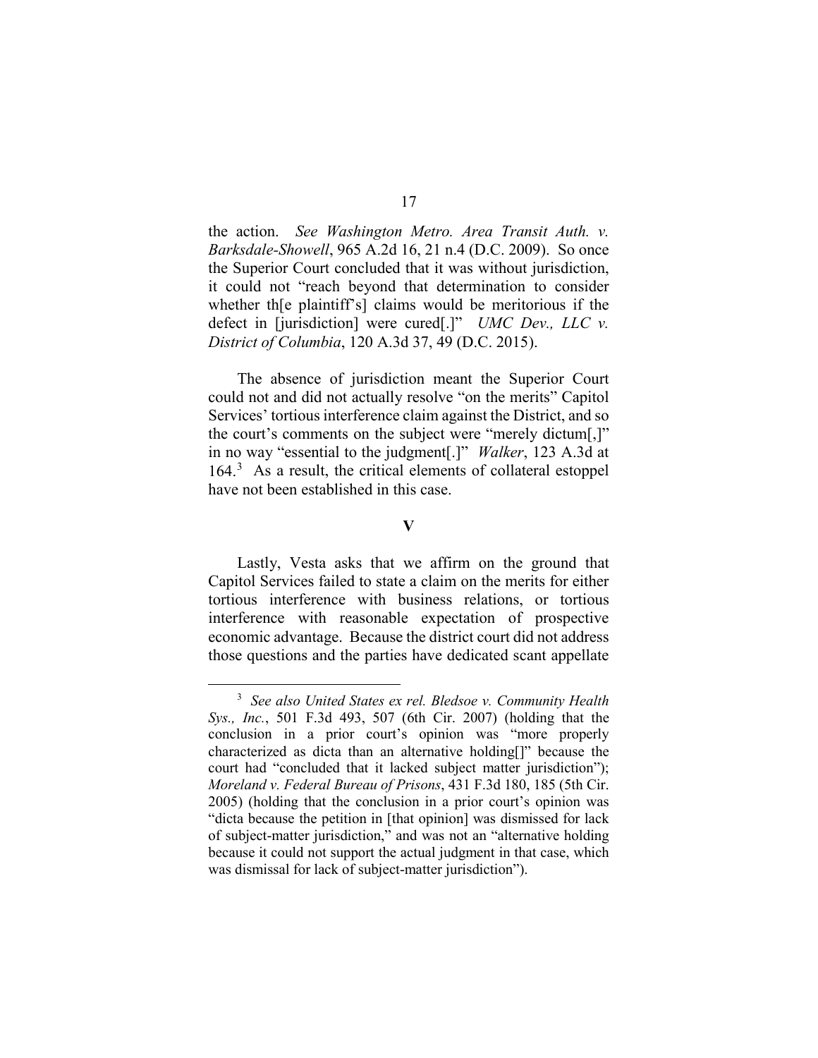the action. *See Washington Metro. Area Transit Auth. v. Barksdale-Showell*, 965 A.2d 16, 21 n.4 (D.C. 2009). So once the Superior Court concluded that it was without jurisdiction, it could not "reach beyond that determination to consider whether th[e plaintiff's] claims would be meritorious if the defect in [jurisdiction] were cured[.]" *UMC Dev., LLC v. District of Columbia*, 120 A.3d 37, 49 (D.C. 2015).

The absence of jurisdiction meant the Superior Court could not and did not actually resolve "on the merits" Capitol Services' tortious interference claim against the District, and so the court's comments on the subject were "merely dictum[,]" in no way "essential to the judgment[.]" *Walker*, 123 A.3d at 164.[3] As a result, the critical elements of collateral estoppel have not been established in this case.

## V

Lastly, Vesta asks that we affirm on the ground that Capitol Services failed to state a claim on the merits for either tortious interference with business relations, or tortious interference with reasonable expectation of prospective economic advantage. Because the district court did not address those questions and the parties have dedicated scant appellate

---

[3] *See also United States ex rel. Bledsoe v. Community Health Sys., Inc.*, 501 F.3d 493, 507 (6th Cir. 2007) (holding that the conclusion in a prior court's opinion was "more properly characterized as dicta than an alternative holding[]" because the court had "concluded that it lacked subject matter jurisdiction"); *Moreland v. Federal Bureau of Prisons*, 431 F.3d 180, 185 (5th Cir. 2005) (holding that the conclusion in a prior court's opinion was "dicta because the petition in [that opinion] was dismissed for lack of subject-matter jurisdiction," and was not an "alternative holding because it could not support the actual judgment in that case, which was dismissal for lack of subject-matter jurisdiction").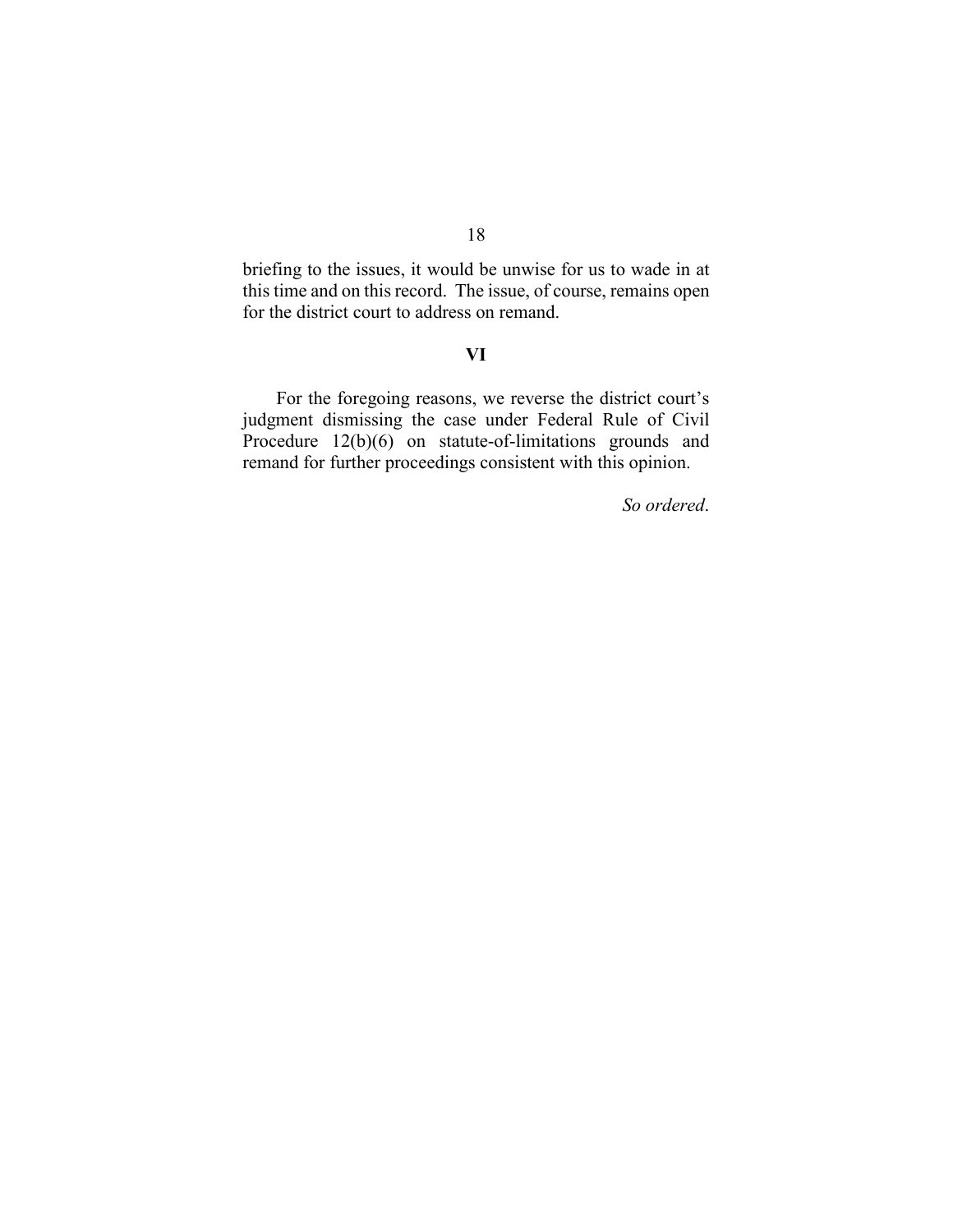briefing to the issues, it would be unwise for us to wade in at this time and on this record. The issue, of course, remains open for the district court to address on remand.

## VI

For the foregoing reasons, we reverse the district court's judgment dismissing the case under Federal Rule of Civil Procedure 12(b)(6) on statute-of-limitations grounds and remand for further proceedings consistent with this opinion.

*So ordered.*